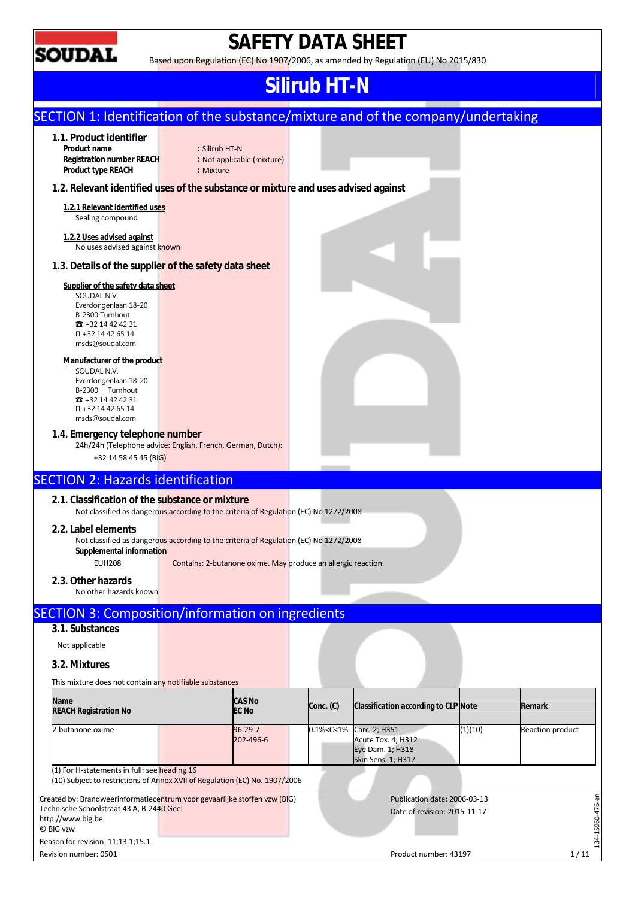SOUDAL

# SAFETY DATA SHEET

Based upon Regulation (EC) No 1907/2006, as amended by Regulation (EU) No 2015/830

# Silirub HT-N

## SECTION 1: Identification of the substance/mixture and of the company/undertaking

### 1.1. Product identifier

**Product name** : Silirub HT-N
**Registration number REACH** : Not applicable (mixture)
**Product type REACH** : Mixture

### 1.2. Relevant identified uses of the substance or mixture and uses advised against

**1.2.1 Relevant identified uses**

Sealing compound

**1.2.2 Uses advised against**

No uses advised against known

### 1.3. Details of the supplier of the safety data sheet

**Supplier of the safety data sheet**

SOUDAL N.V.
Everdongenlaan 18-20
B-2300 Turnhout
☎ +32 14 42 42 31
+32 14 42 65 14
msds@soudal.com

**Manufacturer of the product**

SOUDAL N.V.
Everdongenlaan 18-20
B-2300 Turnhout
☎ +32 14 42 42 31
+32 14 42 65 14
msds@soudal.com

### 1.4. Emergency telephone number

24h/24h (Telephone advice: English, French, German, Dutch):
+32 14 58 45 45 (BIG)

## SECTION 2: Hazards identification

### 2.1. Classification of the substance or mixture

Not classified as dangerous according to the criteria of Regulation (EC) No 1272/2008

### 2.2. Label elements

Not classified as dangerous according to the criteria of Regulation (EC) No 1272/2008

**Supplemental information**

EUH208 Contains: 2-butanone oxime. May produce an allergic reaction.

### 2.3. Other hazards

No other hazards known

## SECTION 3: Composition/information on ingredients

### 3.1. Substances

Not applicable

### 3.2. Mixtures

This mixture does not contain any notifiable substances

| Name<br>REACH Registration No | CAS No<br>EC No | Conc. (C) | Classification according to CLP | Note | Remark |
|---|---|---|---|---|---|
| 2-butanone oxime | 96-29-7<br>202-496-6 | 0.1%<C<1% | Carc. 2; H351<br>Acute Tox. 4; H312<br>Eye Dam. 1; H318<br>Skin Sens. 1; H317 | (1)(10) | Reaction product |

(1) For H-statements in full: see heading 16
(10) Subject to restrictions of Annex XVII of Regulation (EC) No. 1907/2006

Created by: Brandweerinformatiecentrum voor gevaarlijke stoffen vzw (BIG)
Technische Schoolstraat 43 A, B-2440 Geel
http://www.big.be
© BIG vzw

Publication date: 2006-03-13
Date of revision: 2015-11-17

Reason for revision: 11;13.1;15.1
Revision number: 0501
Product number: 43197

134-15960-476-en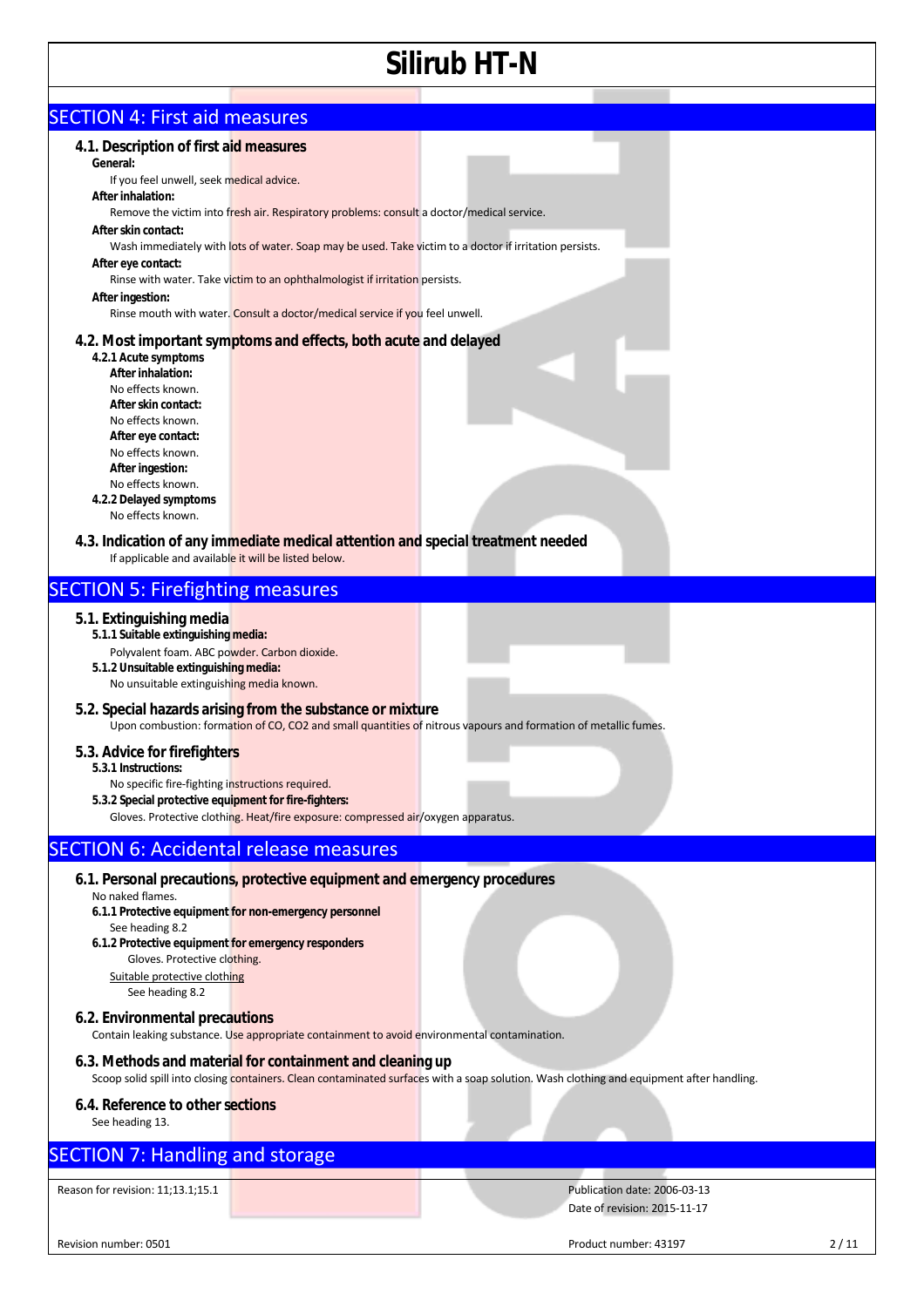## SECTION 4: First aid measures

### 4.1. Description of first aid measures

**General:**

If you feel unwell, seek medical advice.

**After inhalation:**

Remove the victim into fresh air. Respiratory problems: consult a doctor/medical service.

**After skin contact:**

Wash immediately with lots of water. Soap may be used. Take victim to a doctor if irritation persists.

**After eye contact:**

Rinse with water. Take victim to an ophthalmologist if irritation persists.

**After ingestion:**

Rinse mouth with water. Consult a doctor/medical service if you feel unwell.

### 4.2. Most important symptoms and effects, both acute and delayed

**4.2.1 Acute symptoms**

**After inhalation:**

No effects known.

**After skin contact:**

No effects known.

**After eye contact:**

No effects known.

**After ingestion:**

No effects known.

**4.2.2 Delayed symptoms**

No effects known.

### 4.3. Indication of any immediate medical attention and special treatment needed

If applicable and available it will be listed below.

## SECTION 5: Firefighting measures

### 5.1. Extinguishing media

**5.1.1 Suitable extinguishing media:**

Polyvalent foam. ABC powder. Carbon dioxide.

**5.1.2 Unsuitable extinguishing media:**

No unsuitable extinguishing media known.

### 5.2. Special hazards arising from the substance or mixture

Upon combustion: formation of CO, $CO_2$ and small quantities of nitrous vapours and formation of metallic fumes.

### 5.3. Advice for firefighters

**5.3.1 Instructions:**

No specific fire-fighting instructions required.

**5.3.2 Special protective equipment for fire-fighters:**

Gloves. Protective clothing. Heat/fire exposure: compressed air/oxygen apparatus.

## SECTION 6: Accidental release measures

### 6.1. Personal precautions, protective equipment and emergency procedures

No naked flames.

**6.1.1 Protective equipment for non-emergency personnel**

See heading 8.2

**6.1.2 Protective equipment for emergency responders**

Gloves. Protective clothing.

Suitable protective clothing

See heading 8.2

### 6.2. Environmental precautions

Contain leaking substance. Use appropriate containment to avoid environmental contamination.

### 6.3. Methods and material for containment and cleaning up

Scoop solid spill into closing containers. Clean contaminated surfaces with a soap solution. Wash clothing and equipment after handling.

### 6.4. Reference to other sections

See heading 13.

## SECTION 7: Handling and storage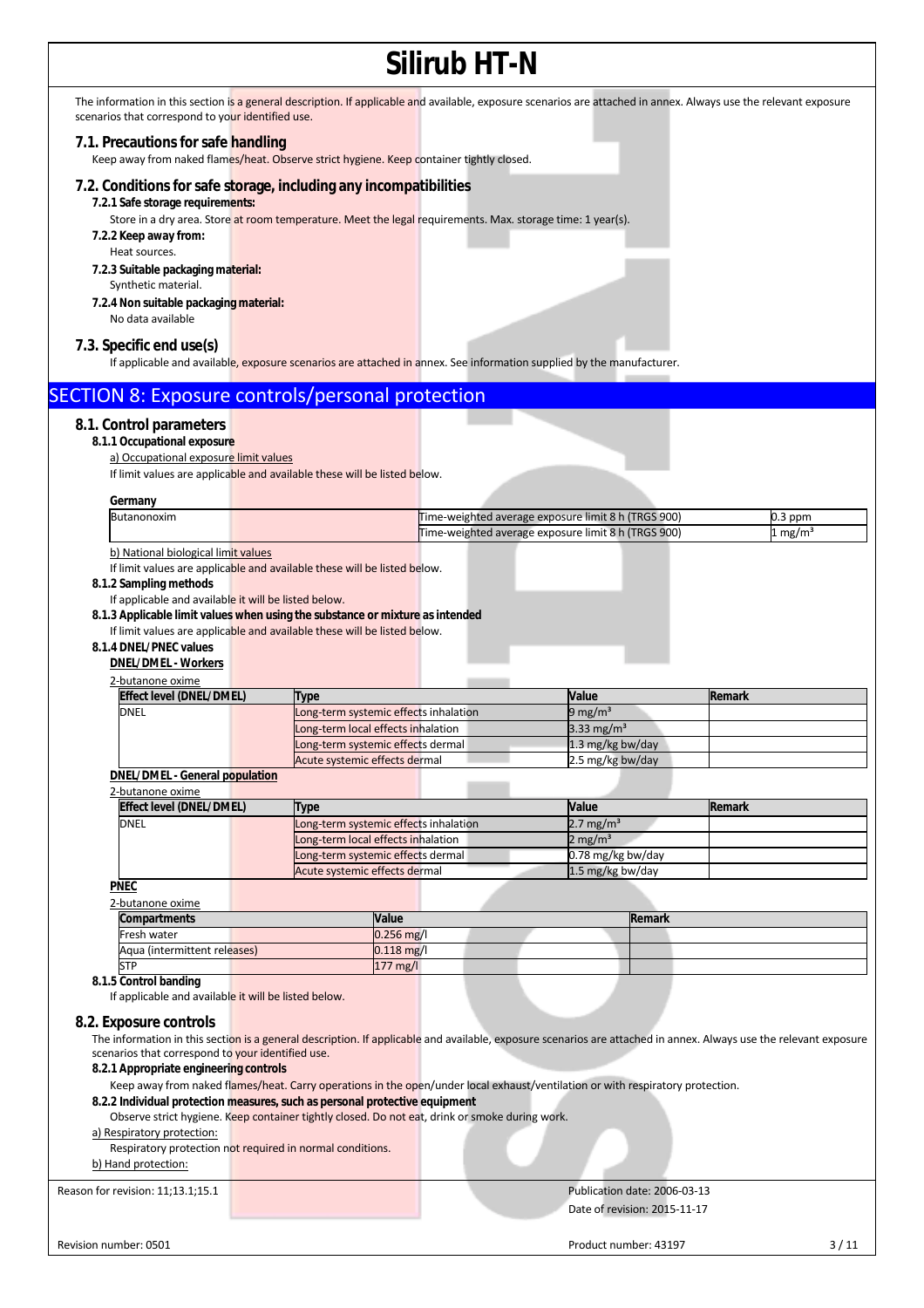The information in this section is a general description. If applicable and available, exposure scenarios are attached in annex. Always use the relevant exposure scenarios that correspond to your identified use.

### 7.1. Precautions for safe handling

Keep away from naked flames/heat. Observe strict hygiene. Keep container tightly closed.

### 7.2. Conditions for safe storage, including any incompatibilities

**7.2.1 Safe storage requirements:**

Store in a dry area. Store at room temperature. Meet the legal requirements. Max. storage time: 1 year(s).

**7.2.2 Keep away from:**

Heat sources.

**7.2.3 Suitable packaging material:**

Synthetic material.

**7.2.4 Non suitable packaging material:**

No data available

### 7.3. Specific end use(s)

If applicable and available, exposure scenarios are attached in annex. See information supplied by the manufacturer.

## SECTION 8: Exposure controls/personal protection

### 8.1. Control parameters

**8.1.1 Occupational exposure**

a) Occupational exposure limit values

If limit values are applicable and available these will be listed below.

**Germany**

| | | |
|---|---|---|
| Butanonoxim | Time-weighted average exposure limit 8 h (TRGS 900) | 0.3 ppm |
| | Time-weighted average exposure limit 8 h (TRGS 900) | 1 mg/m³ |

b) National biological limit values

If limit values are applicable and available these will be listed below.

**8.1.2 Sampling methods**

If applicable and available it will be listed below.

**8.1.3 Applicable limit values when using the substance or mixture as intended**

If limit values are applicable and available these will be listed below.

**8.1.4 DNEL/PNEC values**

**DNEL/DMEL - Workers**

2-butanone oxime

| Effect level (DNEL/DMEL) | Type | Value | Remark |
|---|---|---|---|
| DNEL | Long-term systemic effects inhalation | 9 mg/m³ | |
| | Long-term local effects inhalation | 3.33 mg/m³ | |
| | Long-term systemic effects dermal | 1.3 mg/kg bw/day | |
| | Acute systemic effects dermal | 2.5 mg/kg bw/day | |

**DNEL/DMEL - General population**

2-butanone oxime

| Effect level (DNEL/DMEL) | Type | Value | Remark |
|---|---|---|---|
| DNEL | Long-term systemic effects inhalation | 2.7 mg/m³ | |
| | Long-term local effects inhalation | 2 mg/m³ | |
| | Long-term systemic effects dermal | 0.78 mg/kg bw/day | |
| | Acute systemic effects dermal | 1.5 mg/kg bw/day | |

**PNEC**

2-butanone oxime

| Compartments | Value | Remark |
|---|---|---|
| Fresh water | 0.256 mg/l | |
| Aqua (intermittent releases) | 0.118 mg/l | |
| STP | 177 mg/l | |

**8.1.5 Control banding**

If applicable and available it will be listed below.

### 8.2. Exposure controls

The information in this section is a general description. If applicable and available, exposure scenarios are attached in annex. Always use the relevant exposure scenarios that correspond to your identified use.

**8.2.1 Appropriate engineering controls**

Keep away from naked flames/heat. Carry operations in the open/under local exhaust/ventilation or with respiratory protection.

**8.2.2 Individual protection measures, such as personal protective equipment**

Observe strict hygiene. Keep container tightly closed. Do not eat, drink or smoke during work.

a) Respiratory protection:

Respiratory protection not required in normal conditions.

b) Hand protection: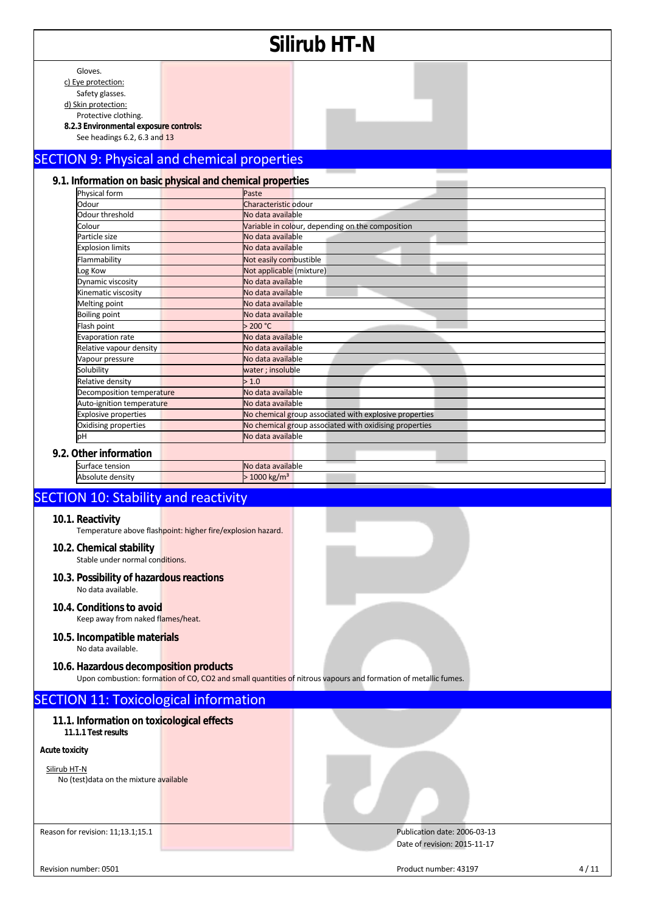Gloves.

c) Eye protection:

Safety glasses.

d) Skin protection:

Protective clothing.

**8.2.3 Environmental exposure controls:**

See headings 6.2, 6.3 and 13

## SECTION 9: Physical and chemical properties

### 9.1. Information on basic physical and chemical properties

| | |
|---|---|
| Physical form | Paste |
| Odour | Characteristic odour |
| Odour threshold | No data available |
| Colour | Variable in colour, depending on the composition |
| Particle size | No data available |
| Explosion limits | No data available |
| Flammability | Not easily combustible |
| Log Kow | Not applicable (mixture) |
| Dynamic viscosity | No data available |
| Kinematic viscosity | No data available |
| Melting point | No data available |
| Boiling point | No data available |
| Flash point | > 200 °C |
| Evaporation rate | No data available |
| Relative vapour density | No data available |
| Vapour pressure | No data available |
| Solubility | water ; insoluble |
| Relative density | > 1.0 |
| Decomposition temperature | No data available |
| Auto-ignition temperature | No data available |
| Explosive properties | No chemical group associated with explosive properties |
| Oxidising properties | No chemical group associated with oxidising properties |
| pH | No data available |

### 9.2. Other information

| | |
|---|---|
| Surface tension | No data available |
| Absolute density | > 1000 kg/m³ |

## SECTION 10: Stability and reactivity

### 10.1. Reactivity

Temperature above flashpoint: higher fire/explosion hazard.

### 10.2. Chemical stability

Stable under normal conditions.

### 10.3. Possibility of hazardous reactions

No data available.

### 10.4. Conditions to avoid

Keep away from naked flames/heat.

### 10.5. Incompatible materials

No data available.

### 10.6. Hazardous decomposition products

Upon combustion: formation of CO, $CO_2$ and small quantities of nitrous vapours and formation of metallic fumes.

## SECTION 11: Toxicological information

### 11.1. Information on toxicological effects

**11.1.1 Test results**

**Acute toxicity**

Silirub HT-N

No (test)data on the mixture available

Reason for revision: 11;13.1;15.1

Publication date: 2006-03-13

Date of revision: 2015-11-17

Revision number: 0501

Product number: 43197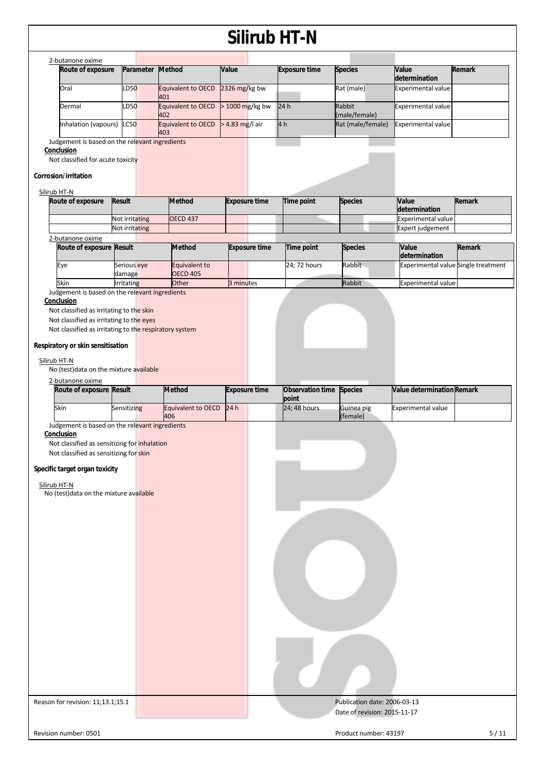2-butanone oxime

| Route of exposure | Parameter | Method | Value | Exposure time | Species | Value determination | Remark |
|---|---|---|---|---|---|---|---|
| Oral | LD50 | Equivalent to OECD 401 | 2326 mg/kg bw | | Rat (male) | Experimental value | |
| Dermal | LD50 | Equivalent to OECD 402 | > 1000 mg/kg bw | 24 h | Rabbit (male/female) | Experimental value | |
| Inhalation (vapours) | LC50 | Equivalent to OECD 403 | > 4.83 mg/l air | 4 h | Rat (male/female) | Experimental value | |

Judgement is based on the relevant ingredients

**Conclusion**

Not classified for acute toxicity

**Corrosion/irritation**

Silirub HT-N

| Route of exposure | Result | Method | Exposure time | Time point | Species | Value determination | Remark |
|---|---|---|---|---|---|---|---|
| | Not irritating | OECD 437 | | | | Experimental value | |
| | Not irritating | | | | | Expert judgement | |

2-butanone oxime

| Route of exposure | Result | Method | Exposure time | Time point | Species | Value determination | Remark |
|---|---|---|---|---|---|---|---|
| Eye | Serious eye damage | Equivalent to OECD 405 | | 24; 72 hours | Rabbit | Experimental value | Single treatment |
| Skin | Irritating | Other | 3 minutes | | Rabbit | Experimental value | |

Judgement is based on the relevant ingredients

**Conclusion**

Not classified as irritating to the skin

Not classified as irritating to the eyes

Not classified as irritating to the respiratory system

**Respiratory or skin sensitisation**

Silirub HT-N

No (test)data on the mixture available

2-butanone oxime

| Route of exposure | Result | Method | Exposure time | Observation time point | Species | Value determination | Remark |
|---|---|---|---|---|---|---|---|
| Skin | Sensitizing | Equivalent to OECD 406 | 24 h | 24; 48 hours | Guinea pig (female) | Experimental value | |

Judgement is based on the relevant ingredients

**Conclusion**

Not classified as sensitizing for inhalation

Not classified as sensitizing for skin

**Specific target organ toxicity**

Silirub HT-N

No (test)data on the mixture available

Reason for revision: 11;13.1;15.1

Publication date: 2006-03-13

Date of revision: 2015-11-17

Revision number: 0501

Product number: 43197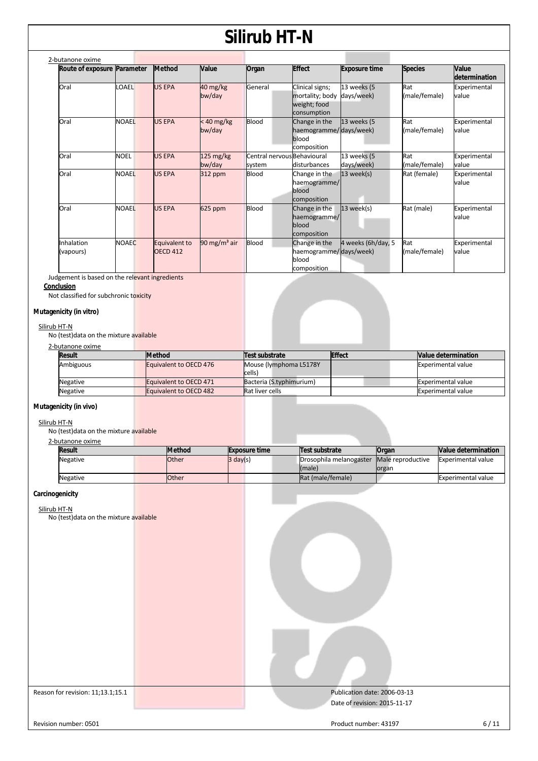2-butanone oxime

| Route of exposure | Parameter | Method | Value | Organ | Effect | Exposure time | Species | Value determination |
|---|---|---|---|---|---|---|---|---|
| Oral | LOAEL | US EPA | 40 mg/kg bw/day | General | Clinical signs; mortality; body weight; food consumption | 13 weeks (5 days/week) | Rat (male/female) | Experimental value |
| Oral | NOAEL | US EPA | < 40 mg/kg bw/day | Blood | Change in the haemogramme/ blood composition | 13 weeks (5 days/week) | Rat (male/female) | Experimental value |
| Oral | NOEL | US EPA | 125 mg/kg bw/day | Central nervous system | Behavioural disturbances | 13 weeks (5 days/week) | Rat (male/female) | Experimental value |
| Oral | NOAEL | US EPA | 312 ppm | Blood | Change in the haemogramme/ blood composition | 13 week(s) | Rat (female) | Experimental value |
| Oral | NOAEL | US EPA | 625 ppm | Blood | Change in the haemogramme/ blood composition | 13 week(s) | Rat (male) | Experimental value |
| Inhalation (vapours) | NOAEC | Equivalent to OECD 412 | 90 mg/m³ air | Blood | Change in the haemogramme/ blood composition | 4 weeks (6h/day, 5 days/week) | Rat (male/female) | Experimental value |

Judgement is based on the relevant ingredients

**Conclusion**

Not classified for subchronic toxicity

**Mutagenicity (in vitro)**

Silirub HT-N

No (test)data on the mixture available

2-butanone oxime

| Result | Method | Test substrate | Effect | Value determination |
|---|---|---|---|---|
| Ambiguous | Equivalent to OECD 476 | Mouse (lymphoma L5178Y cells) | | Experimental value |
| Negative | Equivalent to OECD 471 | Bacteria (S.typhimurium) | | Experimental value |
| Negative | Equivalent to OECD 482 | Rat liver cells | | Experimental value |

**Mutagenicity (in vivo)**

Silirub HT-N

No (test)data on the mixture available

2-butanone oxime

| Result | Method | Exposure time | Test substrate | Organ | Value determination |
|---|---|---|---|---|---|
| Negative | Other | 3 day(s) | Drosophila melanogaster (male) | Male reproductive organ | Experimental value |
| Negative | Other | | Rat (male/female) | | Experimental value |

**Carcinogenicity**

Silirub HT-N

No (test)data on the mixture available

Reason for revision: 11;13.1;15.1

Publication date: 2006-03-13

Date of revision: 2015-11-17

Revision number: 0501

Product number: 43197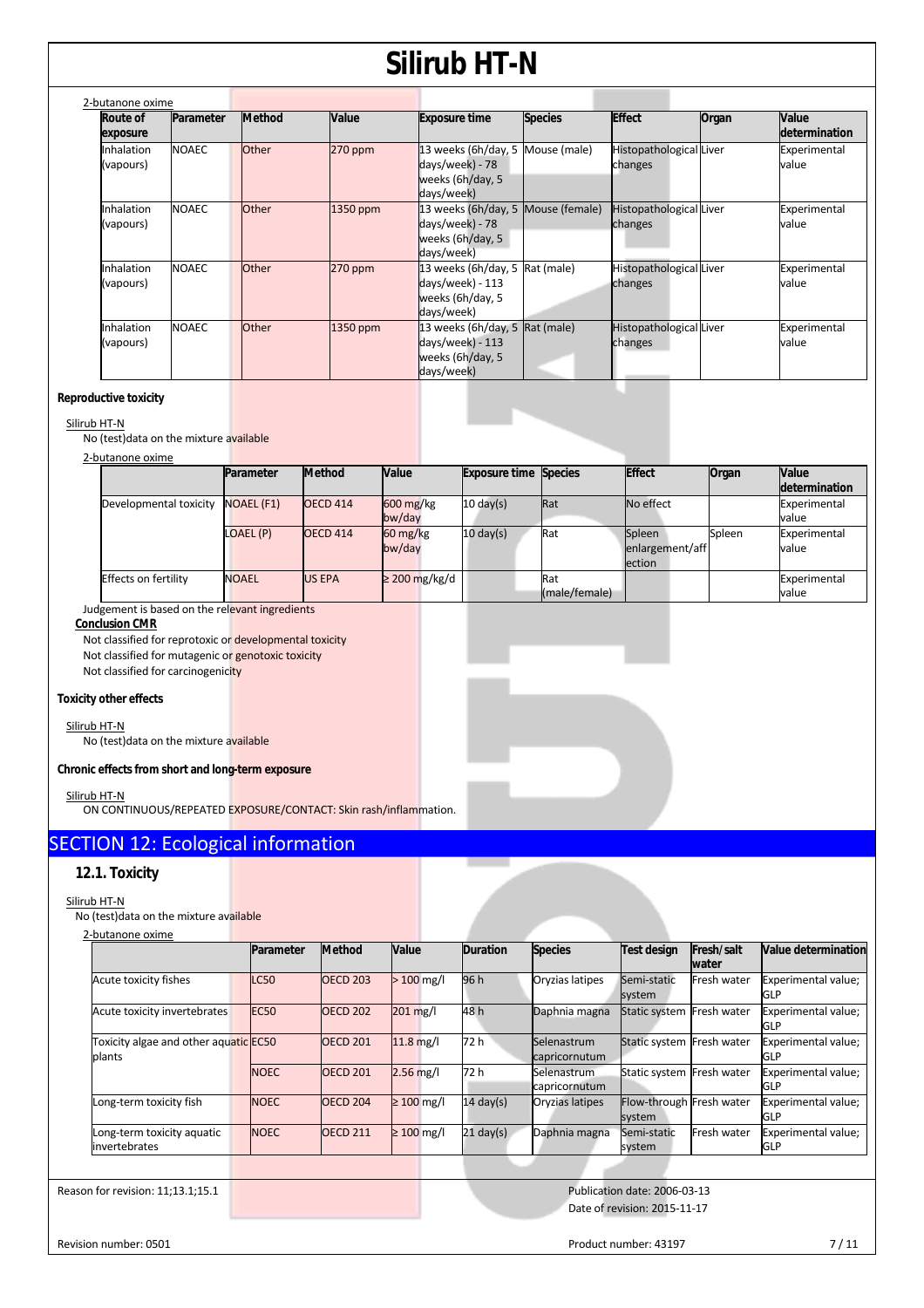2-butanone oxime

| Route of exposure | Parameter | Method | Value | Exposure time | Species | Effect | Organ | Value determination |
|---|---|---|---|---|---|---|---|---|
| Inhalation (vapours) | NOAEC | Other | 270 ppm | 13 weeks (6h/day, 5 days/week) - 78 weeks (6h/day, 5 days/week) | Mouse (male) | Histopathological changes | Liver | Experimental value |
| Inhalation (vapours) | NOAEC | Other | 1350 ppm | 13 weeks (6h/day, 5 days/week) - 78 weeks (6h/day, 5 days/week) | Mouse (female) | Histopathological changes | Liver | Experimental value |
| Inhalation (vapours) | NOAEC | Other | 270 ppm | 13 weeks (6h/day, 5 days/week) - 113 weeks (6h/day, 5 days/week) | Rat (male) | Histopathological changes | Liver | Experimental value |
| Inhalation (vapours) | NOAEC | Other | 1350 ppm | 13 weeks (6h/day, 5 days/week) - 113 weeks (6h/day, 5 days/week) | Rat (male) | Histopathological changes | Liver | Experimental value |

**Reproductive toxicity**

Silirub HT-N

No (test)data on the mixture available

2-butanone oxime

| | Parameter | Method | Value | Exposure time | Species | Effect | Organ | Value determination |
|---|---|---|---|---|---|---|---|---|
| Developmental toxicity | NOAEL (F1) | OECD 414 | 600 mg/kg bw/day | 10 day(s) | Rat | No effect | | Experimental value |
| | LOAEL (P) | OECD 414 | 60 mg/kg bw/day | 10 day(s) | Rat | Spleen enlargement/affection | Spleen | Experimental value |
| Effects on fertility | NOAEL | US EPA | ≥ 200 mg/kg/d | | Rat (male/female) | | | Experimental value |

Judgement is based on the relevant ingredients

**Conclusion CMR**

Not classified for reprotoxic or developmental toxicity

Not classified for mutagenic or genotoxic toxicity

Not classified for carcinogenicity

**Toxicity other effects**

Silirub HT-N

No (test)data on the mixture available

**Chronic effects from short and long-term exposure**

Silirub HT-N

ON CONTINUOUS/REPEATED EXPOSURE/CONTACT: Skin rash/inflammation.

# SECTION 12: Ecological information

## 12.1. Toxicity

Silirub HT-N

No (test)data on the mixture available

2-butanone oxime

| | Parameter | Method | Value | Duration | Species | Test design | Fresh/salt water | Value determination |
|---|---|---|---|---|---|---|---|---|
| Acute toxicity fishes | LC50 | OECD 203 | > 100 mg/l | 96 h | Oryzias latipes | Semi-static system | Fresh water | Experimental value; GLP |
| Acute toxicity invertebrates | EC50 | OECD 202 | 201 mg/l | 48 h | Daphnia magna | Static system | Fresh water | Experimental value; GLP |
| Toxicity algae and other aquatic plants | EC50 | OECD 201 | 11.8 mg/l | 72 h | Selenastrum capricornutum | Static system | Fresh water | Experimental value; GLP |
| | NOEC | OECD 201 | 2.56 mg/l | 72 h | Selenastrum capricornutum | Static system | Fresh water | Experimental value; GLP |
| Long-term toxicity fish | NOEC | OECD 204 | ≥ 100 mg/l | 14 day(s) | Oryzias latipes | Flow-through system | Fresh water | Experimental value; GLP |
| Long-term toxicity aquatic invertebrates | NOEC | OECD 211 | ≥ 100 mg/l | 21 day(s) | Daphnia magna | Semi-static system | Fresh water | Experimental value; GLP |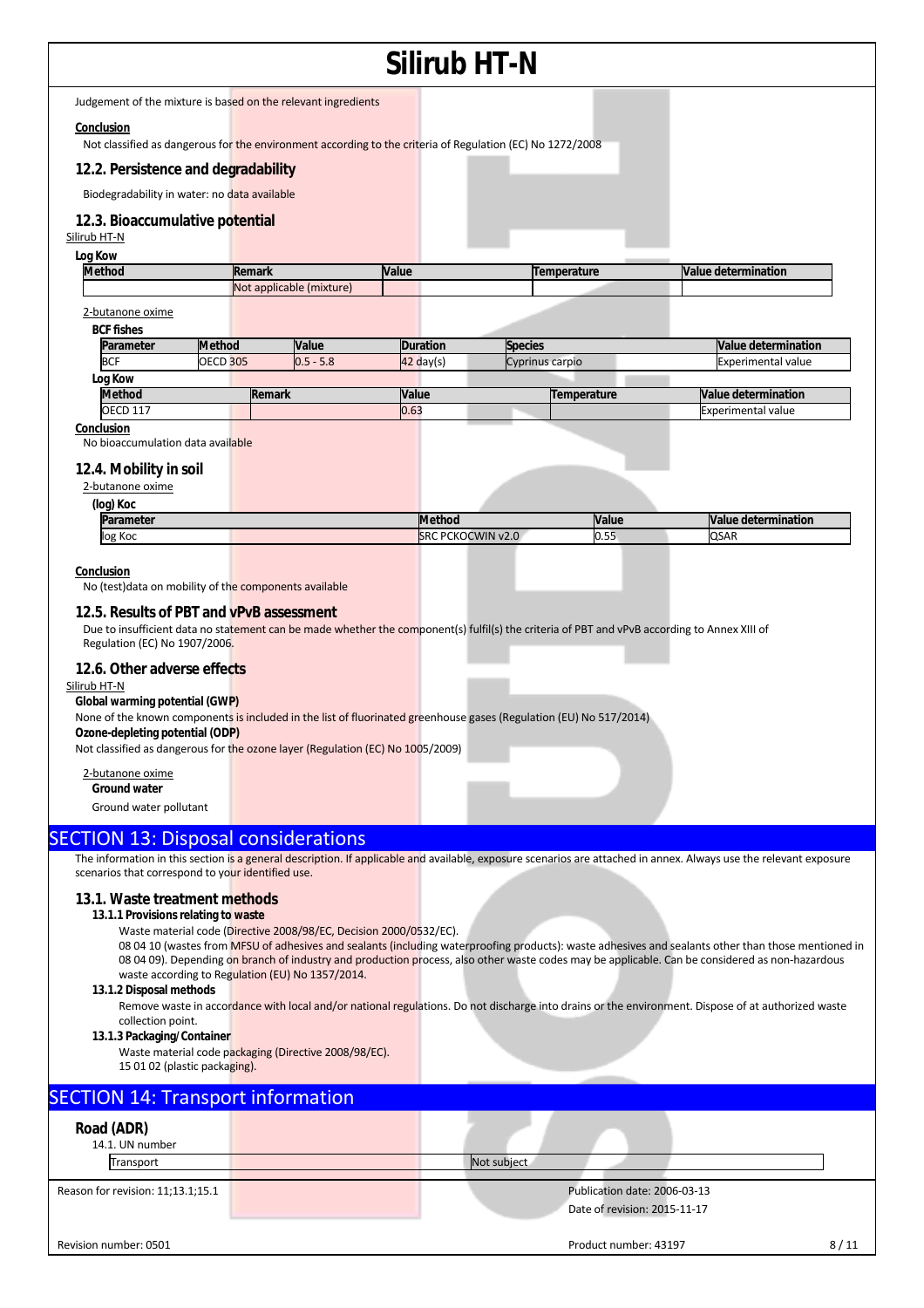Judgement of the mixture is based on the relevant ingredients

**Conclusion**

Not classified as dangerous for the environment according to the criteria of Regulation (EC) No 1272/2008

## 12.2. Persistence and degradability

Biodegradability in water: no data available

## 12.3. Bioaccumulative potential

Silirub HT-N

**Log Kow**

| Method | Remark | Value | Temperature | Value determination |
|---|---|---|---|---|
| | Not applicable (mixture) | | | |

2-butanone oxime

**BCF fishes**

| Parameter | Method | Value | Duration | Species | Value determination |
|---|---|---|---|---|---|
| BCF | OECD 305 | 0.5 - 5.8 | 42 day(s) | Cyprinus carpio | Experimental value |

**Log Kow**

| Method | Remark | Value | Temperature | Value determination |
|---|---|---|---|---|
| OECD 117 | | 0.63 | | Experimental value |

**Conclusion**

No bioaccumulation data available

## 12.4. Mobility in soil

2-butanone oxime

**(log) Koc**

| Parameter | Method | Value | Value determination |
|---|---|---|---|
| log Koc | SRC PCKOCWIN v2.0 | 0.55 | QSAR |

**Conclusion**

No (test)data on mobility of the components available

## 12.5. Results of PBT and vPvB assessment

Due to insufficient data no statement can be made whether the component(s) fulfil(s) the criteria of PBT and vPvB according to Annex XIII of Regulation (EC) No 1907/2006.

## 12.6. Other adverse effects

Silirub HT-N

**Global warming potential (GWP)**

None of the known components is included in the list of fluorinated greenhouse gases (Regulation (EU) No 517/2014)

**Ozone-depleting potential (ODP)**

Not classified as dangerous for the ozone layer (Regulation (EC) No 1005/2009)

2-butanone oxime

**Ground water**

Ground water pollutant

# SECTION 13: Disposal considerations

The information in this section is a general description. If applicable and available, exposure scenarios are attached in annex. Always use the relevant exposure scenarios that correspond to your identified use.

## 13.1. Waste treatment methods

### 13.1.1 Provisions relating to waste

Waste material code (Directive 2008/98/EC, Decision 2000/0532/EC).

08 04 10 (wastes from MFSU of adhesives and sealants (including waterproofing products): waste adhesives and sealants other than those mentioned in 08 04 09). Depending on branch of industry and production process, also other waste codes may be applicable. Can be considered as non-hazardous waste according to Regulation (EU) No 1357/2014.

### 13.1.2 Disposal methods

Remove waste in accordance with local and/or national regulations. Do not discharge into drains or the environment. Dispose of at authorized waste collection point.

### 13.1.3 Packaging/Container

Waste material code packaging (Directive 2008/98/EC).

15 01 02 (plastic packaging).

# SECTION 14: Transport information

## Road (ADR)

14.1. UN number

| Transport | Not subject |
|---|---|

Reason for revision: 11;13.1;15.1

Publication date: 2006-03-13

Date of revision: 2015-11-17

Revision number: 0501

Product number: 43197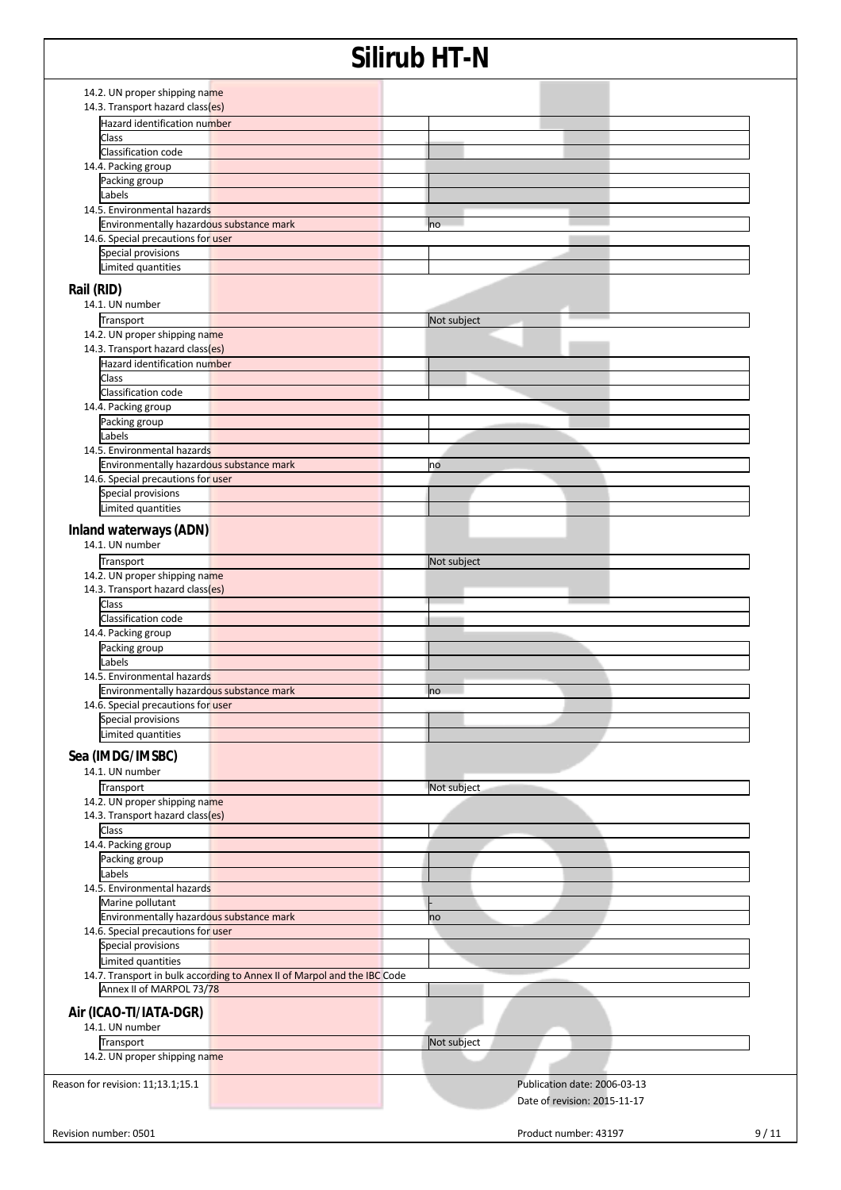14.2. UN proper shipping name

14.3. Transport hazard class(es)

| | |
|---|---|
| Hazard identification number | |
| Class | |
| Classification code | |

14.4. Packing group

| | |
|---|---|
| Packing group | |
| Labels | |

14.5. Environmental hazards

| | |
|---|---|
| Environmentally hazardous substance mark | no |

14.6. Special precautions for user

| | |
|---|---|
| Special provisions | |
| Limited quantities | |

## Rail (RID)

14.1. UN number

| | |
|---|---|
| Transport | Not subject |

14.2. UN proper shipping name

14.3. Transport hazard class(es)

| | |
|---|---|
| Hazard identification number | |
| Class | |
| Classification code | |

14.4. Packing group

| | |
|---|---|
| Packing group | |
| Labels | |

14.5. Environmental hazards

| | |
|---|---|
| Environmentally hazardous substance mark | no |

14.6. Special precautions for user

| | |
|---|---|
| Special provisions | |
| Limited quantities | |

## Inland waterways (ADN)

14.1. UN number

| | |
|---|---|
| Transport | Not subject |

14.2. UN proper shipping name

14.3. Transport hazard class(es)

| | |
|---|---|
| Class | |
| Classification code | |

14.4. Packing group

| | |
|---|---|
| Packing group | |
| Labels | |

14.5. Environmental hazards

| | |
|---|---|
| Environmentally hazardous substance mark | no |

14.6. Special precautions for user

| | |
|---|---|
| Special provisions | |
| Limited quantities | |

## Sea (IMDG/IMSBC)

14.1. UN number

| | |
|---|---|
| Transport | Not subject |

14.2. UN proper shipping name

14.3. Transport hazard class(es)

| | |
|---|---|
| Class | |

14.4. Packing group

| | |
|---|---|
| Packing group | |
| Labels | |

14.5. Environmental hazards

| | |
|---|---|
| Marine pollutant | - |
| Environmentally hazardous substance mark | no |

14.6. Special precautions for user

| | |
|---|---|
| Special provisions | |
| Limited quantities | |

14.7. Transport in bulk according to Annex II of Marpol and the IBC Code

| | |
|---|---|
| Annex II of MARPOL 73/78 | |

## Air (ICAO-TI/IATA-DGR)

14.1. UN number

| | |
|---|---|
| Transport | Not subject |

14.2. UN proper shipping name

Reason for revision: 11;13.1;15.1

Publication date: 2006-03-13

Date of revision: 2015-11-17

Revision number: 0501

Product number: 43197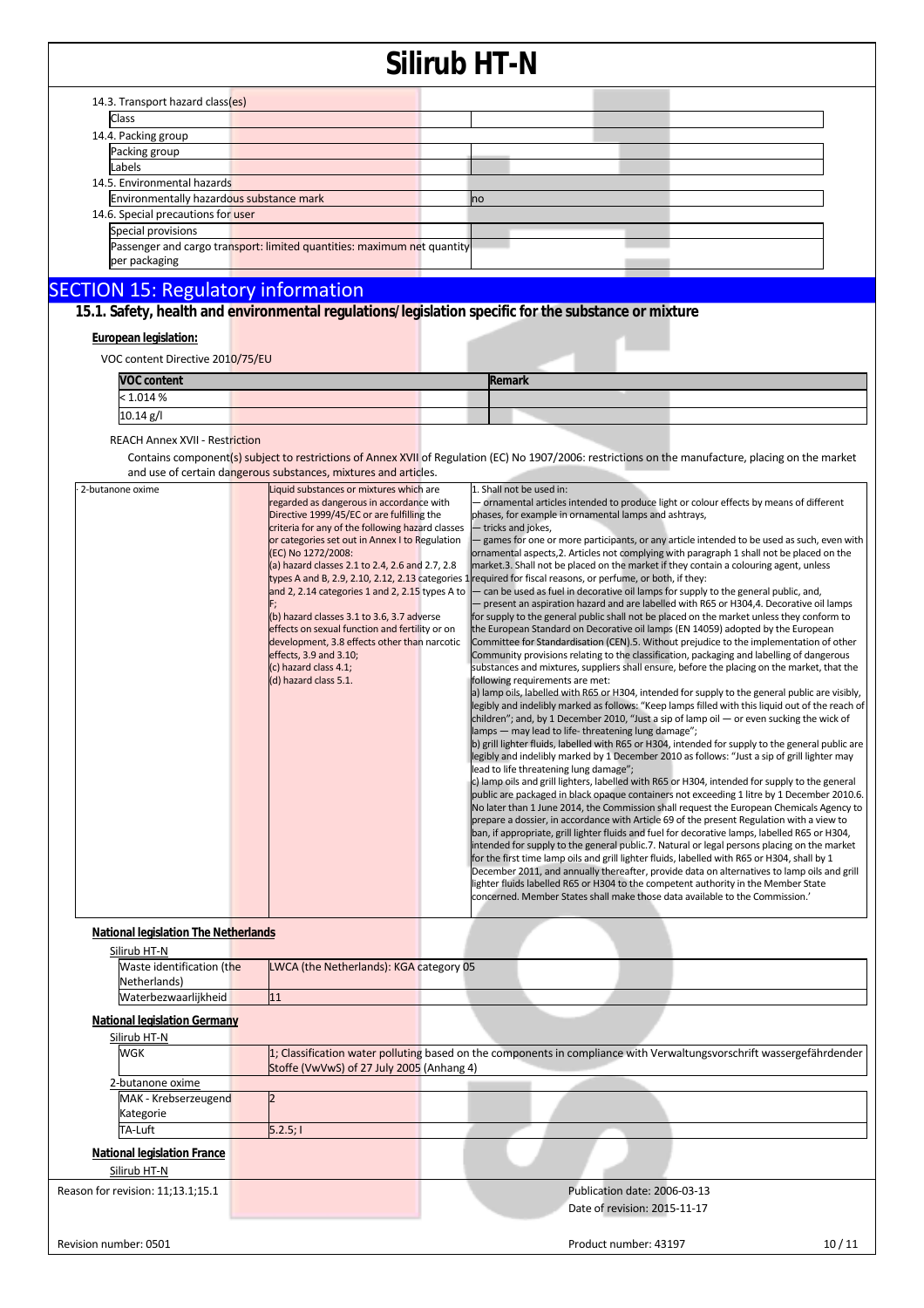14.3. Transport hazard class(es)

| | |
|---|---|
| Class | |

14.4. Packing group

| | |
|---|---|
| Packing group | |
| Labels | |

14.5. Environmental hazards

| | |
|---|---|
| Environmentally hazardous substance mark | no |

14.6. Special precautions for user

| | |
|---|---|
| Special provisions | |
| Passenger and cargo transport: limited quantities: maximum net quantity per packaging | |

## SECTION 15: Regulatory information

### 15.1. Safety, health and environmental regulations/legislation specific for the substance or mixture

**European legislation:**

VOC content Directive 2010/75/EU

| VOC content | Remark |
|---|---|
| < 1.014 % | |
| 10.14 g/l | |

REACH Annex XVII - Restriction

Contains component(s) subject to restrictions of Annex XVII of Regulation (EC) No 1907/2006: restrictions on the manufacture, placing on the market and use of certain dangerous substances, mixtures and articles.

| | | |
|---|---|---|
| · 2-butanone oxime | Liquid substances or mixtures which are regarded as dangerous in accordance with Directive 1999/45/EC or are fulfilling the criteria for any of the following hazard classes or categories set out in Annex I to Regulation (EC) No 1272/2008: (a) hazard classes 2.1 to 2.4, 2.6 and 2.7, 2.8 types A and B, 2.9, 2.10, 2.12, 2.13 categories 1 and 2, 2.14 categories 1 and 2, 2.15 types A to F; (b) hazard classes 3.1 to 3.6, 3.7 adverse effects on sexual function and fertility or on development, 3.8 effects other than narcotic effects, 3.9 and 3.10; (c) hazard class 4.1; (d) hazard class 5.1. | 1. Shall not be used in: — ornamental articles intended to produce light or colour effects by means of different phases, for example in ornamental lamps and ashtrays, — tricks and jokes, — games for one or more participants, or any article intended to be used as such, even with ornamental aspects,2. Articles not complying with paragraph 1 shall not be placed on the market.3. Shall not be placed on the market if they contain a colouring agent, unless required for fiscal reasons, or perfume, or both, if they: — can be used as fuel in decorative oil lamps for supply to the general public, and, — present an aspiration hazard and are labelled with R65 or H304,4. Decorative oil lamps for supply to the general public shall not be placed on the market unless they conform to the European Standard on Decorative oil lamps (EN 14059) adopted by the European Committee for Standardisation (CEN).5. Without prejudice to the implementation of other Community provisions relating to the classification, packaging and labelling of dangerous substances and mixtures, suppliers shall ensure, before the placing on the market, that the following requirements are met: a) lamp oils, labelled with R65 or H304, intended for supply to the general public are visibly, legibly and indelibly marked as follows: "Keep lamps filled with this liquid out of the reach of children"; and, by 1 December 2010, "Just a sip of lamp oil — or even sucking the wick of lamps — may lead to life- threatening lung damage"; b) grill lighter fluids, labelled with R65 or H304, intended for supply to the general public are legibly and indelibly marked by 1 December 2010 as follows: "Just a sip of grill lighter may lead to life threatening lung damage"; c) lamp oils and grill lighters, labelled with R65 or H304, intended for supply to the general public are packaged in black opaque containers not exceeding 1 litre by 1 December 2010.6. No later than 1 June 2014, the Commission shall request the European Chemicals Agency to prepare a dossier, in accordance with Article 69 of the present Regulation with a view to ban, if appropriate, grill lighter fluids and fuel for decorative lamps, labelled R65 or H304, intended for supply to the general public.7. Natural or legal persons placing on the market for the first time lamp oils and grill lighter fluids, labelled with R65 or H304, shall by 1 December 2011, and annually thereafter, provide data on alternatives to lamp oils and grill lighter fluids labelled R65 or H304 to the competent authority in the Member State concerned. Member States shall make those data available to the Commission.' |

**National legislation The Netherlands**

Silirub HT-N

| | |
|---|---|
| Waste identification (the Netherlands) | LWCA (the Netherlands): KGA category 05 |
| Waterbezwaarlijkheid | 11 |

**National legislation Germany**

Silirub HT-N

| | |
|---|---|
| WGK | 1; Classification water polluting based on the components in compliance with Verwaltungsvorschrift wassergefährdender Stoffe (VwVwS) of 27 July 2005 (Anhang 4) |

2-butanone oxime

| | |
|---|---|
| MAK - Krebserzeugend Kategorie | 2 |
| TA-Luft | 5.2.5; I |

**National legislation France**

Silirub HT-N

Reason for revision: 11;13.1;15.1

Publication date: 2006-03-13

Date of revision: 2015-11-17

Revision number: 0501

Product number: 43197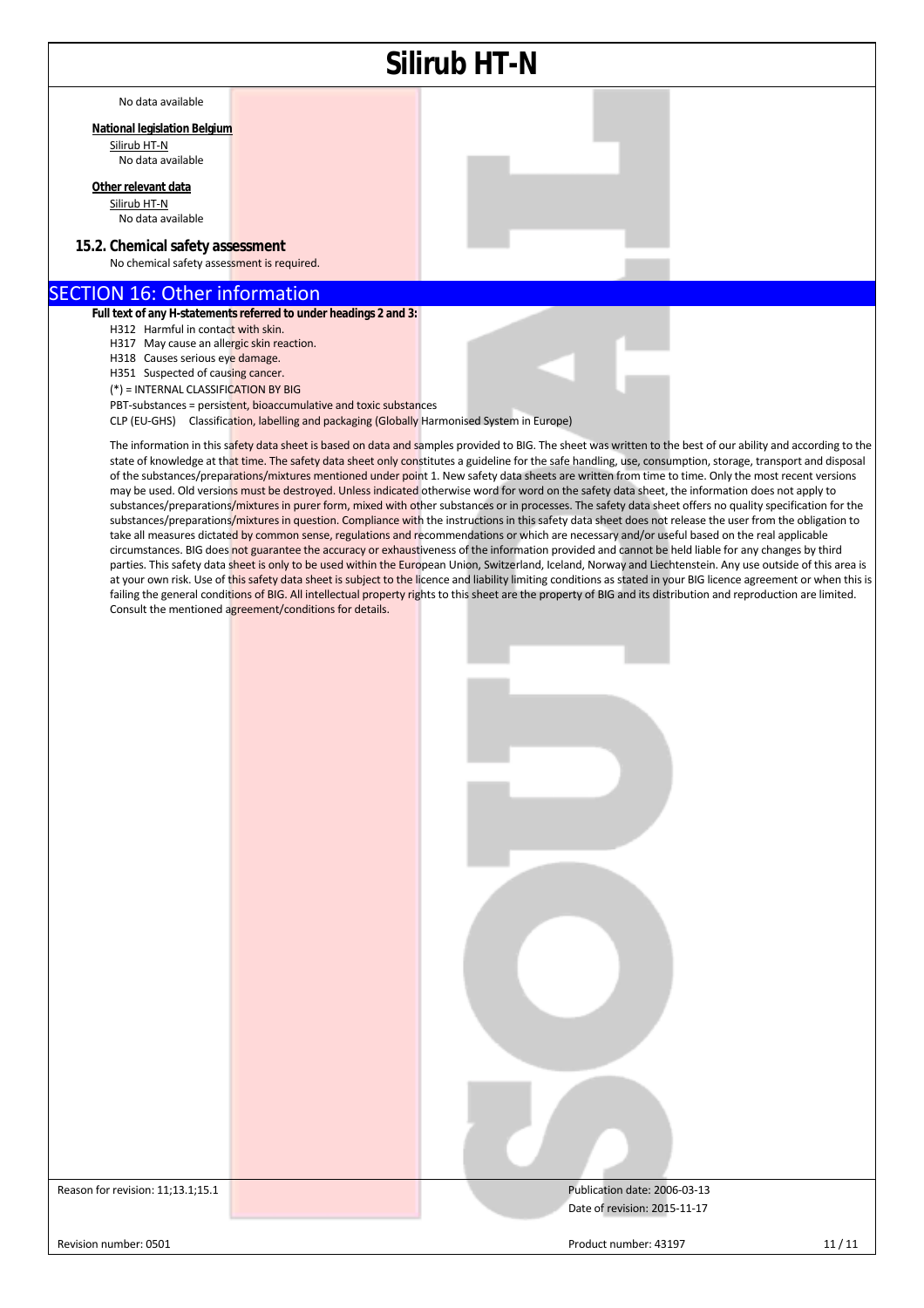No data available

**National legislation Belgium**

Silirub HT-N

No data available

**Other relevant data**

Silirub HT-N

No data available

### 15.2. Chemical safety assessment

No chemical safety assessment is required.

## SECTION 16: Other information

**Full text of any H-statements referred to under headings 2 and 3:**

H312 Harmful in contact with skin.
H317 May cause an allergic skin reaction.
H318 Causes serious eye damage.
H351 Suspected of causing cancer.
(*) = INTERNAL CLASSIFICATION BY BIG
PBT-substances = persistent, bioaccumulative and toxic substances
CLP (EU-GHS) Classification, labelling and packaging (Globally Harmonised System in Europe)

The information in this safety data sheet is based on data and samples provided to BIG. The sheet was written to the best of our ability and according to the state of knowledge at that time. The safety data sheet only constitutes a guideline for the safe handling, use, consumption, storage, transport and disposal of the substances/preparations/mixtures mentioned under point 1. New safety data sheets are written from time to time. Only the most recent versions may be used. Old versions must be destroyed. Unless indicated otherwise word for word on the safety data sheet, the information does not apply to substances/preparations/mixtures in purer form, mixed with other substances or in processes. The safety data sheet offers no quality specification for the substances/preparations/mixtures in question. Compliance with the instructions in this safety data sheet does not release the user from the obligation to take all measures dictated by common sense, regulations and recommendations or which are necessary and/or useful based on the real applicable circumstances. BIG does not guarantee the accuracy or exhaustiveness of the information provided and cannot be held liable for any changes by third parties. This safety data sheet is only to be used within the European Union, Switzerland, Iceland, Norway and Liechtenstein. Any use outside of this area is at your own risk. Use of this safety data sheet is subject to the licence and liability limiting conditions as stated in your BIG licence agreement or when this is failing the general conditions of BIG. All intellectual property rights to this sheet are the property of BIG and its distribution and reproduction are limited. Consult the mentioned agreement/conditions for details.

Reason for revision: 11;13.1;15.1

Publication date: 2006-03-13
Date of revision: 2015-11-17

Revision number: 0501

Product number: 43197